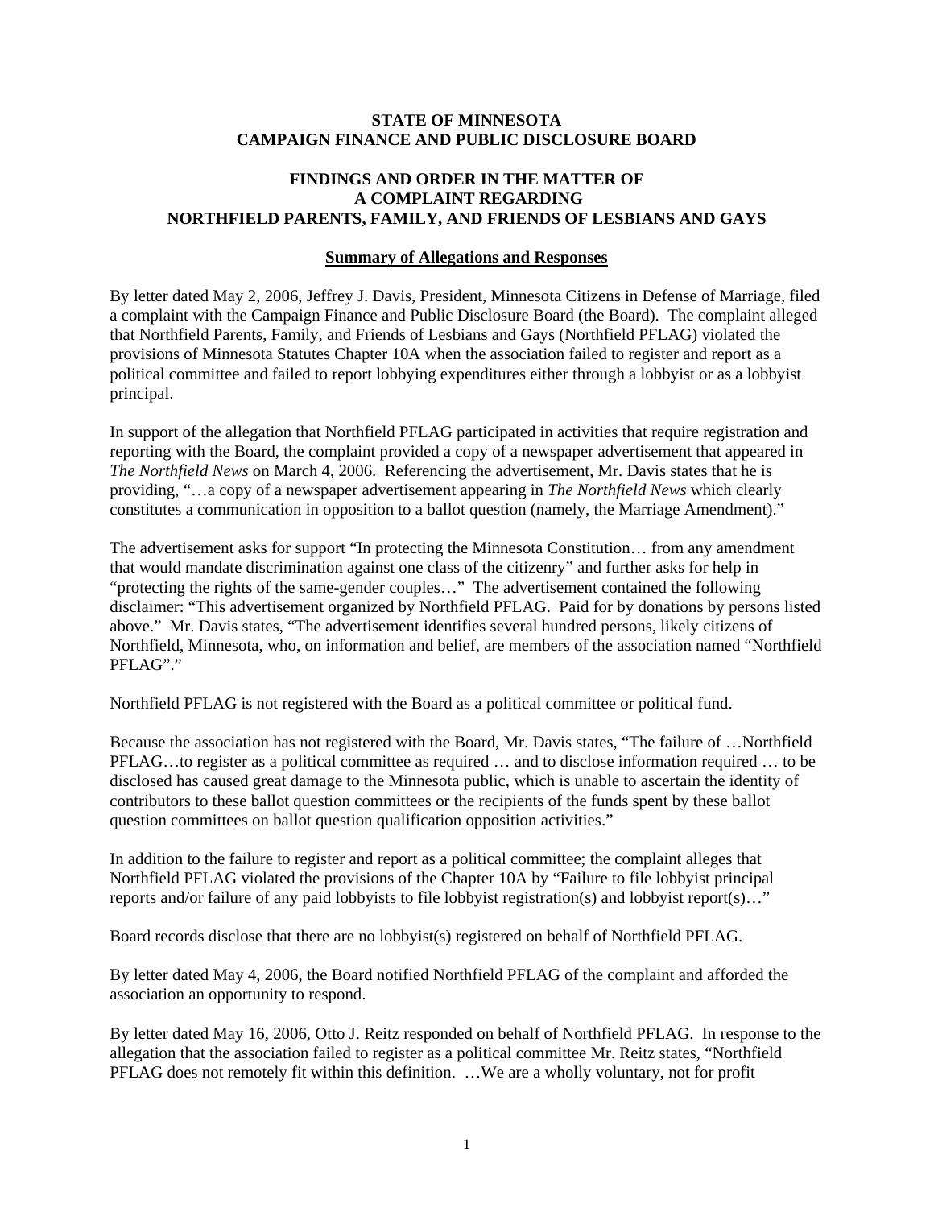**STATE OF MINNESOTA**
**CAMPAIGN FINANCE AND PUBLIC DISCLOSURE BOARD**

**FINDINGS AND ORDER IN THE MATTER OF**
**A COMPLAINT REGARDING**
**NORTHFIELD PARENTS, FAMILY, AND FRIENDS OF LESBIANS AND GAYS**

## Summary of Allegations and Responses

By letter dated May 2, 2006, Jeffrey J. Davis, President, Minnesota Citizens in Defense of Marriage, filed a complaint with the Campaign Finance and Public Disclosure Board (the Board). The complaint alleged that Northfield Parents, Family, and Friends of Lesbians and Gays (Northfield PFLAG) violated the provisions of Minnesota Statutes Chapter 10A when the association failed to register and report as a political committee and failed to report lobbying expenditures either through a lobbyist or as a lobbyist principal.

In support of the allegation that Northfield PFLAG participated in activities that require registration and reporting with the Board, the complaint provided a copy of a newspaper advertisement that appeared in *The Northfield News* on March 4, 2006. Referencing the advertisement, Mr. Davis states that he is providing, "…a copy of a newspaper advertisement appearing in *The Northfield News* which clearly constitutes a communication in opposition to a ballot question (namely, the Marriage Amendment)."

The advertisement asks for support "In protecting the Minnesota Constitution… from any amendment that would mandate discrimination against one class of the citizenry" and further asks for help in "protecting the rights of the same-gender couples…" The advertisement contained the following disclaimer: "This advertisement organized by Northfield PFLAG. Paid for by donations by persons listed above." Mr. Davis states, "The advertisement identifies several hundred persons, likely citizens of Northfield, Minnesota, who, on information and belief, are members of the association named "Northfield PFLAG"."

Northfield PFLAG is not registered with the Board as a political committee or political fund.

Because the association has not registered with the Board, Mr. Davis states, "The failure of …Northfield PFLAG…to register as a political committee as required … and to disclose information required … to be disclosed has caused great damage to the Minnesota public, which is unable to ascertain the identity of contributors to these ballot question committees or the recipients of the funds spent by these ballot question committees on ballot question qualification opposition activities."

In addition to the failure to register and report as a political committee; the complaint alleges that Northfield PFLAG violated the provisions of the Chapter 10A by "Failure to file lobbyist principal reports and/or failure of any paid lobbyists to file lobbyist registration(s) and lobbyist report(s)…"

Board records disclose that there are no lobbyist(s) registered on behalf of Northfield PFLAG.

By letter dated May 4, 2006, the Board notified Northfield PFLAG of the complaint and afforded the association an opportunity to respond.

By letter dated May 16, 2006, Otto J. Reitz responded on behalf of Northfield PFLAG. In response to the allegation that the association failed to register as a political committee Mr. Reitz states, "Northfield PFLAG does not remotely fit within this definition. …We are a wholly voluntary, not for profit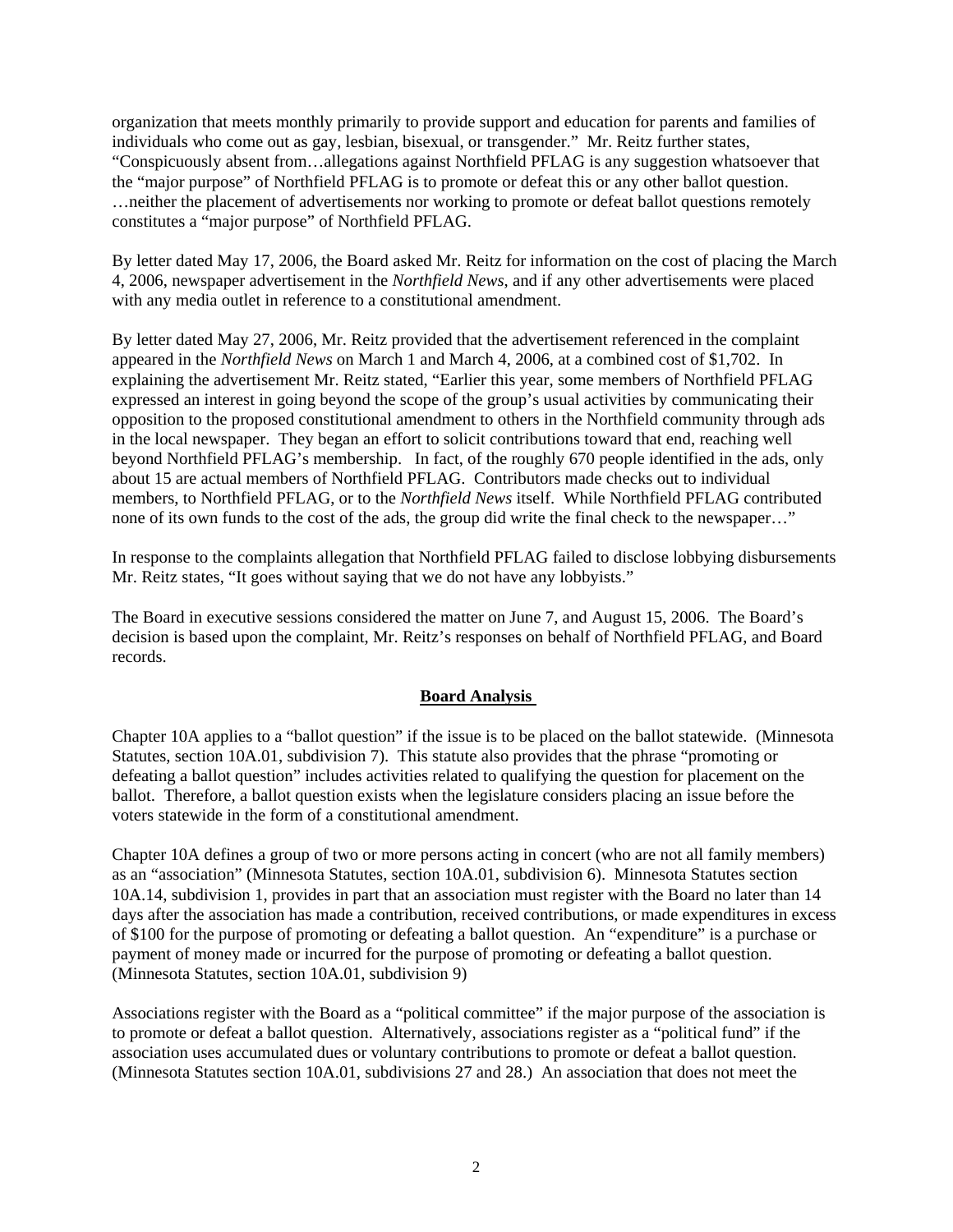organization that meets monthly primarily to provide support and education for parents and families of individuals who come out as gay, lesbian, bisexual, or transgender." Mr. Reitz further states, "Conspicuously absent from…allegations against Northfield PFLAG is any suggestion whatsoever that the "major purpose" of Northfield PFLAG is to promote or defeat this or any other ballot question. …neither the placement of advertisements nor working to promote or defeat ballot questions remotely constitutes a "major purpose" of Northfield PFLAG.

By letter dated May 17, 2006, the Board asked Mr. Reitz for information on the cost of placing the March 4, 2006, newspaper advertisement in the *Northfield News*, and if any other advertisements were placed with any media outlet in reference to a constitutional amendment.

By letter dated May 27, 2006, Mr. Reitz provided that the advertisement referenced in the complaint appeared in the *Northfield News* on March 1 and March 4, 2006, at a combined cost of $1,702. In explaining the advertisement Mr. Reitz stated, "Earlier this year, some members of Northfield PFLAG expressed an interest in going beyond the scope of the group's usual activities by communicating their opposition to the proposed constitutional amendment to others in the Northfield community through ads in the local newspaper. They began an effort to solicit contributions toward that end, reaching well beyond Northfield PFLAG's membership. In fact, of the roughly 670 people identified in the ads, only about 15 are actual members of Northfield PFLAG. Contributors made checks out to individual members, to Northfield PFLAG, or to the *Northfield News* itself. While Northfield PFLAG contributed none of its own funds to the cost of the ads, the group did write the final check to the newspaper…"

In response to the complaints allegation that Northfield PFLAG failed to disclose lobbying disbursements Mr. Reitz states, "It goes without saying that we do not have any lobbyists."

The Board in executive sessions considered the matter on June 7, and August 15, 2006. The Board's decision is based upon the complaint, Mr. Reitz's responses on behalf of Northfield PFLAG, and Board records.

## Board Analysis

Chapter 10A applies to a "ballot question" if the issue is to be placed on the ballot statewide. (Minnesota Statutes, section 10A.01, subdivision 7). This statute also provides that the phrase "promoting or defeating a ballot question" includes activities related to qualifying the question for placement on the ballot. Therefore, a ballot question exists when the legislature considers placing an issue before the voters statewide in the form of a constitutional amendment.

Chapter 10A defines a group of two or more persons acting in concert (who are not all family members) as an "association" (Minnesota Statutes, section 10A.01, subdivision 6). Minnesota Statutes section 10A.14, subdivision 1, provides in part that an association must register with the Board no later than 14 days after the association has made a contribution, received contributions, or made expenditures in excess of $100 for the purpose of promoting or defeating a ballot question. An "expenditure" is a purchase or payment of money made or incurred for the purpose of promoting or defeating a ballot question. (Minnesota Statutes, section 10A.01, subdivision 9)

Associations register with the Board as a "political committee" if the major purpose of the association is to promote or defeat a ballot question. Alternatively, associations register as a "political fund" if the association uses accumulated dues or voluntary contributions to promote or defeat a ballot question. (Minnesota Statutes section 10A.01, subdivisions 27 and 28.) An association that does not meet the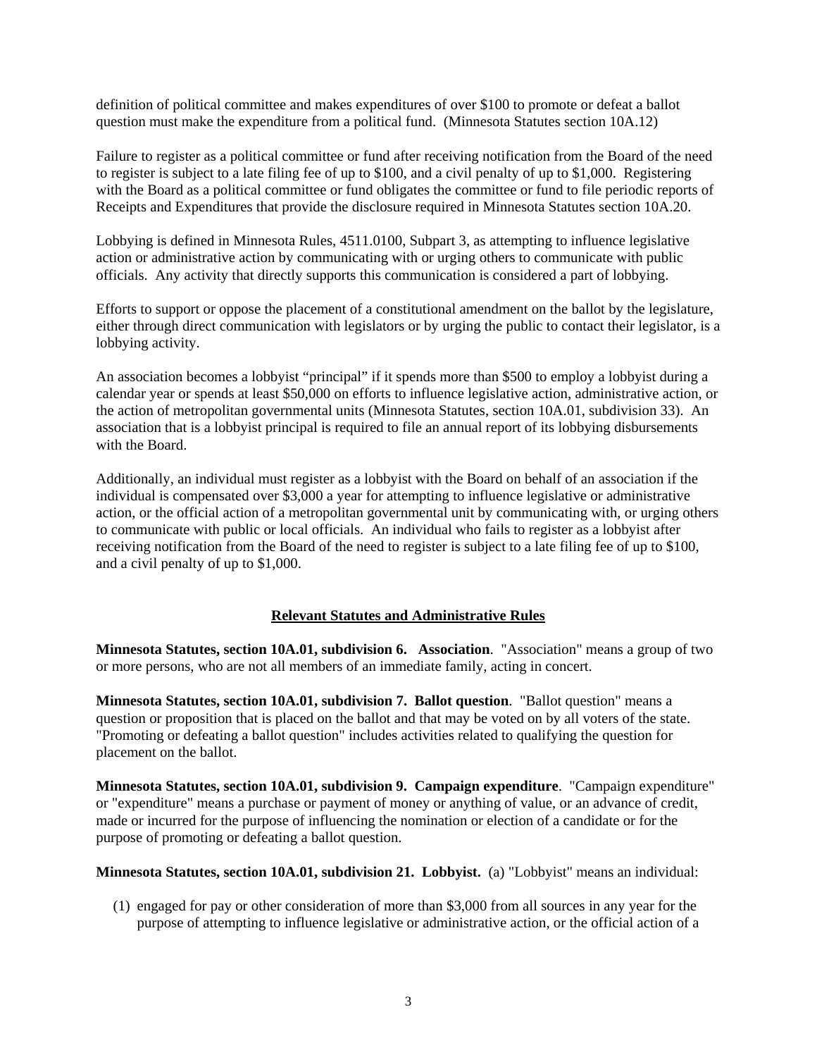definition of political committee and makes expenditures of over $100 to promote or defeat a ballot question must make the expenditure from a political fund. (Minnesota Statutes section 10A.12)

Failure to register as a political committee or fund after receiving notification from the Board of the need to register is subject to a late filing fee of up to $100, and a civil penalty of up to $1,000. Registering with the Board as a political committee or fund obligates the committee or fund to file periodic reports of Receipts and Expenditures that provide the disclosure required in Minnesota Statutes section 10A.20.

Lobbying is defined in Minnesota Rules, 4511.0100, Subpart 3, as attempting to influence legislative action or administrative action by communicating with or urging others to communicate with public officials. Any activity that directly supports this communication is considered a part of lobbying.

Efforts to support or oppose the placement of a constitutional amendment on the ballot by the legislature, either through direct communication with legislators or by urging the public to contact their legislator, is a lobbying activity.

An association becomes a lobbyist "principal" if it spends more than $500 to employ a lobbyist during a calendar year or spends at least $50,000 on efforts to influence legislative action, administrative action, or the action of metropolitan governmental units (Minnesota Statutes, section 10A.01, subdivision 33). An association that is a lobbyist principal is required to file an annual report of its lobbying disbursements with the Board.

Additionally, an individual must register as a lobbyist with the Board on behalf of an association if the individual is compensated over $3,000 a year for attempting to influence legislative or administrative action, or the official action of a metropolitan governmental unit by communicating with, or urging others to communicate with public or local officials. An individual who fails to register as a lobbyist after receiving notification from the Board of the need to register is subject to a late filing fee of up to $100, and a civil penalty of up to $1,000.

## Relevant Statutes and Administrative Rules

**Minnesota Statutes, section 10A.01, subdivision 6. Association**. "Association" means a group of two or more persons, who are not all members of an immediate family, acting in concert.

**Minnesota Statutes, section 10A.01, subdivision 7. Ballot question**. "Ballot question" means a question or proposition that is placed on the ballot and that may be voted on by all voters of the state. "Promoting or defeating a ballot question" includes activities related to qualifying the question for placement on the ballot.

**Minnesota Statutes, section 10A.01, subdivision 9. Campaign expenditure**. "Campaign expenditure" or "expenditure" means a purchase or payment of money or anything of value, or an advance of credit, made or incurred for the purpose of influencing the nomination or election of a candidate or for the purpose of promoting or defeating a ballot question.

**Minnesota Statutes, section 10A.01, subdivision 21. Lobbyist.** (a) "Lobbyist" means an individual:

(1) engaged for pay or other consideration of more than $3,000 from all sources in any year for the purpose of attempting to influence legislative or administrative action, or the official action of a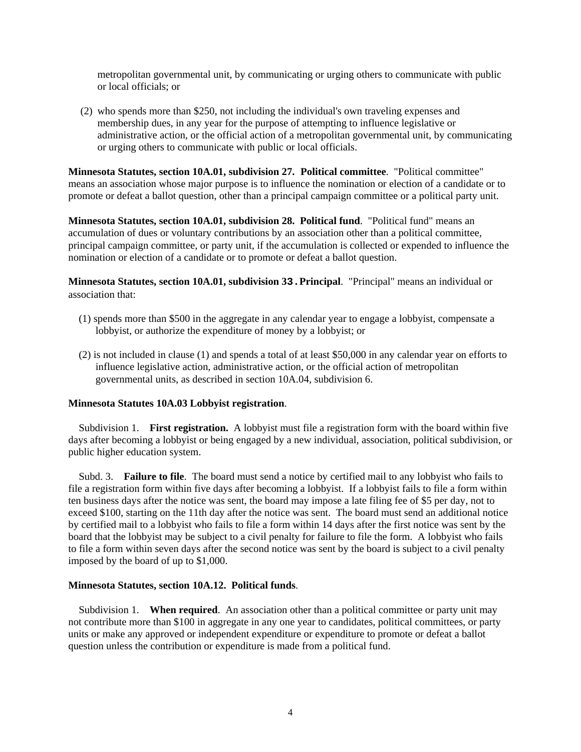metropolitan governmental unit, by communicating or urging others to communicate with public or local officials; or

(2) who spends more than $250, not including the individual's own traveling expenses and membership dues, in any year for the purpose of attempting to influence legislative or administrative action, or the official action of a metropolitan governmental unit, by communicating or urging others to communicate with public or local officials.

**Minnesota Statutes, section 10A.01, subdivision 27. Political committee**. "Political committee" means an association whose major purpose is to influence the nomination or election of a candidate or to promote or defeat a ballot question, other than a principal campaign committee or a political party unit.

**Minnesota Statutes, section 10A.01, subdivision 28. Political fund**. "Political fund" means an accumulation of dues or voluntary contributions by an association other than a political committee, principal campaign committee, or party unit, if the accumulation is collected or expended to influence the nomination or election of a candidate or to promote or defeat a ballot question.

**Minnesota Statutes, section 10A.01, subdivision 33. Principal**. "Principal" means an individual or association that:

(1) spends more than $500 in the aggregate in any calendar year to engage a lobbyist, compensate a lobbyist, or authorize the expenditure of money by a lobbyist; or

(2) is not included in clause (1) and spends a total of at least $50,000 in any calendar year on efforts to influence legislative action, administrative action, or the official action of metropolitan governmental units, as described in section 10A.04, subdivision 6.

**Minnesota Statutes 10A.03 Lobbyist registration**.

Subdivision 1. **First registration.** A lobbyist must file a registration form with the board within five days after becoming a lobbyist or being engaged by a new individual, association, political subdivision, or public higher education system.

Subd. 3. **Failure to file**. The board must send a notice by certified mail to any lobbyist who fails to file a registration form within five days after becoming a lobbyist. If a lobbyist fails to file a form within ten business days after the notice was sent, the board may impose a late filing fee of $5 per day, not to exceed $100, starting on the 11th day after the notice was sent. The board must send an additional notice by certified mail to a lobbyist who fails to file a form within 14 days after the first notice was sent by the board that the lobbyist may be subject to a civil penalty for failure to file the form. A lobbyist who fails to file a form within seven days after the second notice was sent by the board is subject to a civil penalty imposed by the board of up to $1,000.

**Minnesota Statutes, section 10A.12. Political funds**.

Subdivision 1. **When required**. An association other than a political committee or party unit may not contribute more than $100 in aggregate in any one year to candidates, political committees, or party units or make any approved or independent expenditure or expenditure to promote or defeat a ballot question unless the contribution or expenditure is made from a political fund.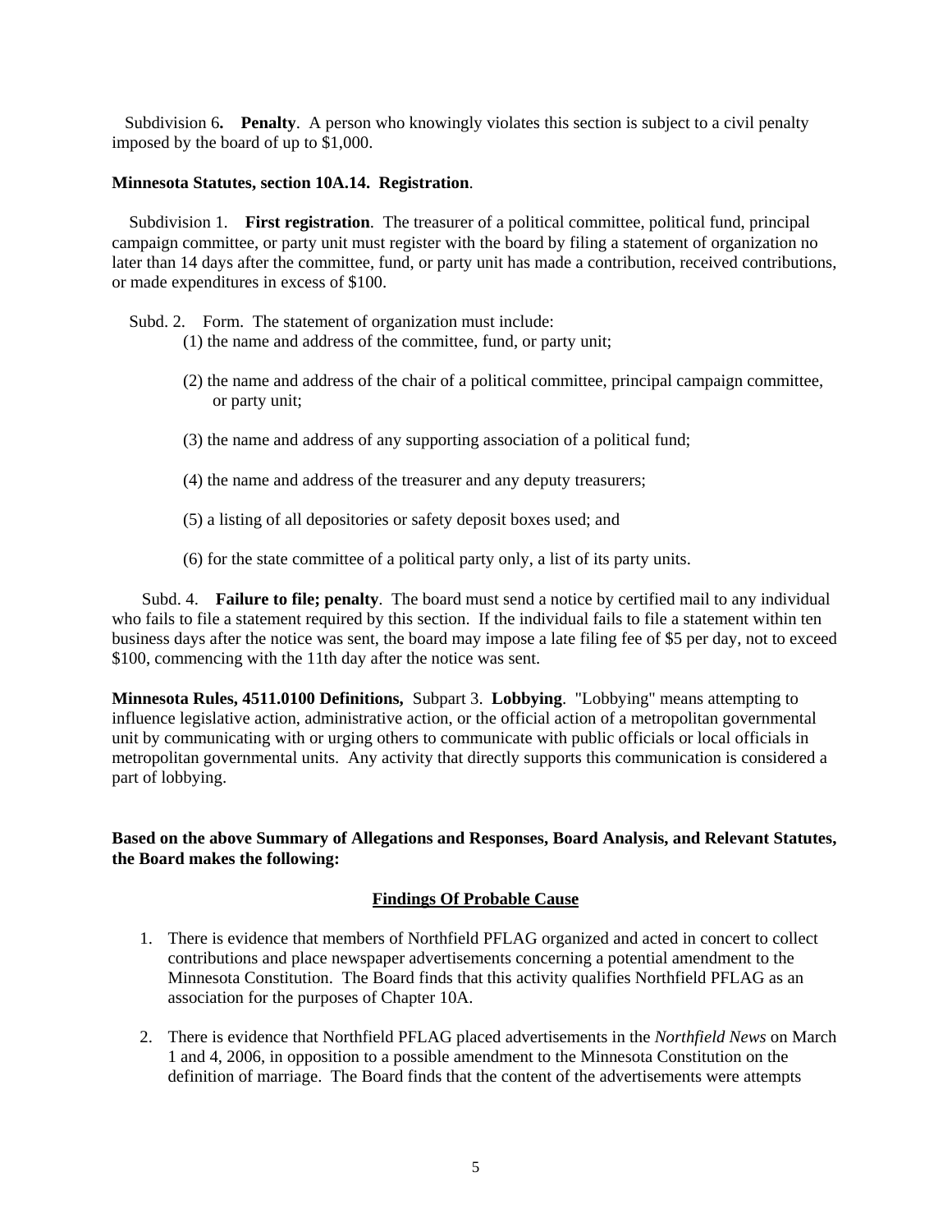Subdivision 6**. Penalty**. A person who knowingly violates this section is subject to a civil penalty imposed by the board of up to $1,000.

**Minnesota Statutes, section 10A.14. Registration**.

Subdivision 1. **First registration**. The treasurer of a political committee, political fund, principal campaign committee, or party unit must register with the board by filing a statement of organization no later than 14 days after the committee, fund, or party unit has made a contribution, received contributions, or made expenditures in excess of $100.

Subd. 2. Form. The statement of organization must include:

(1) the name and address of the committee, fund, or party unit;

(2) the name and address of the chair of a political committee, principal campaign committee, or party unit;

(3) the name and address of any supporting association of a political fund;

(4) the name and address of the treasurer and any deputy treasurers;

(5) a listing of all depositories or safety deposit boxes used; and

(6) for the state committee of a political party only, a list of its party units.

Subd. 4. **Failure to file; penalty**. The board must send a notice by certified mail to any individual who fails to file a statement required by this section. If the individual fails to file a statement within ten business days after the notice was sent, the board may impose a late filing fee of $5 per day, not to exceed $100, commencing with the 11th day after the notice was sent.

**Minnesota Rules, 4511.0100 Definitions,** Subpart 3. **Lobbying**. "Lobbying" means attempting to influence legislative action, administrative action, or the official action of a metropolitan governmental unit by communicating with or urging others to communicate with public officials or local officials in metropolitan governmental units. Any activity that directly supports this communication is considered a part of lobbying.

**Based on the above Summary of Allegations and Responses, Board Analysis, and Relevant Statutes, the Board makes the following:**

## Findings Of Probable Cause

1. There is evidence that members of Northfield PFLAG organized and acted in concert to collect contributions and place newspaper advertisements concerning a potential amendment to the Minnesota Constitution. The Board finds that this activity qualifies Northfield PFLAG as an association for the purposes of Chapter 10A.

2. There is evidence that Northfield PFLAG placed advertisements in the *Northfield News* on March 1 and 4, 2006, in opposition to a possible amendment to the Minnesota Constitution on the definition of marriage. The Board finds that the content of the advertisements were attempts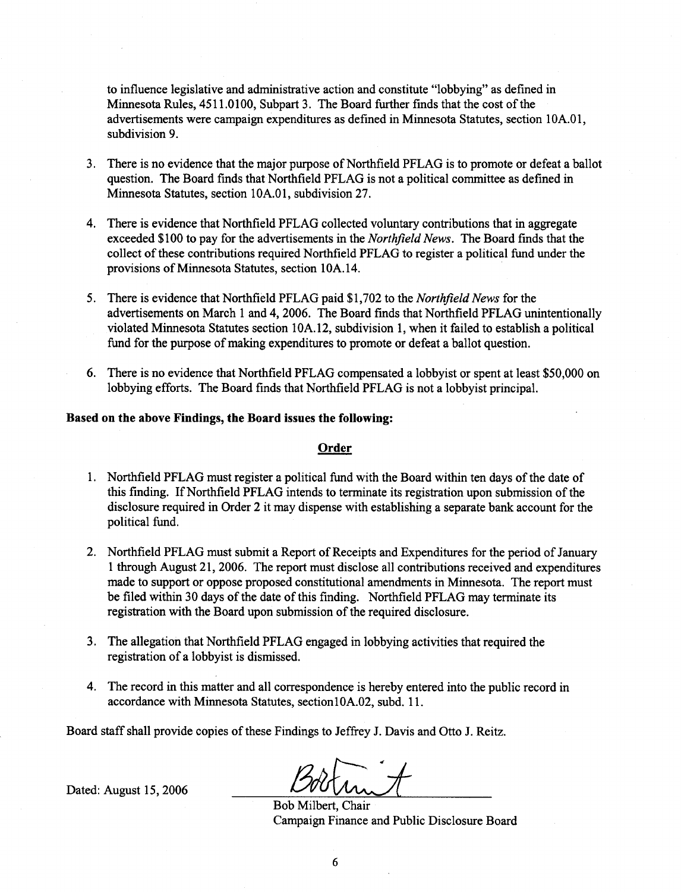to influence legislative and administrative action and constitute "lobbying" as defined in Minnesota Rules, 4511.0100, Subpart 3. The Board further finds that the cost of the advertisements were campaign expenditures as defined in Minnesota Statutes, section 10A.01, subdivision 9.

3. There is no evidence that the major purpose of Northfield PFLAG is to promote or defeat a ballot question. The Board finds that Northfield PFLAG is not a political committee as defined in Minnesota Statutes, section 10A.01, subdivision 27.

4. There is evidence that Northfield PFLAG collected voluntary contributions that in aggregate exceeded $100 to pay for the advertisements in the *Northfield News*. The Board finds that the collect of these contributions required Northfield PFLAG to register a political fund under the provisions of Minnesota Statutes, section 10A.14.

5. There is evidence that Northfield PFLAG paid $1,702 to the *Northfield News* for the advertisements on March 1 and 4, 2006. The Board finds that Northfield PFLAG unintentionally violated Minnesota Statutes section 10A.12, subdivision 1, when it failed to establish a political fund for the purpose of making expenditures to promote or defeat a ballot question.

6. There is no evidence that Northfield PFLAG compensated a lobbyist or spent at least $50,000 on lobbying efforts. The Board finds that Northfield PFLAG is not a lobbyist principal.

**Based on the above Findings, the Board issues the following:**

## Order

1. Northfield PFLAG must register a political fund with the Board within ten days of the date of this finding. If Northfield PFLAG intends to terminate its registration upon submission of the disclosure required in Order 2 it may dispense with establishing a separate bank account for the political fund.

2. Northfield PFLAG must submit a Report of Receipts and Expenditures for the period of January 1 through August 21, 2006. The report must disclose all contributions received and expenditures made to support or oppose proposed constitutional amendments in Minnesota. The report must be filed within 30 days of the date of this finding. Northfield PFLAG may terminate its registration with the Board upon submission of the required disclosure.

3. The allegation that Northfield PFLAG engaged in lobbying activities that required the registration of a lobbyist is dismissed.

4. The record in this matter and all correspondence is hereby entered into the public record in accordance with Minnesota Statutes, section10A.02, subd. 11.

Board staff shall provide copies of these Findings to Jeffrey J. Davis and Otto J. Reitz.

Dated: August 15, 2006

Bob Milbert, Chair
Campaign Finance and Public Disclosure Board